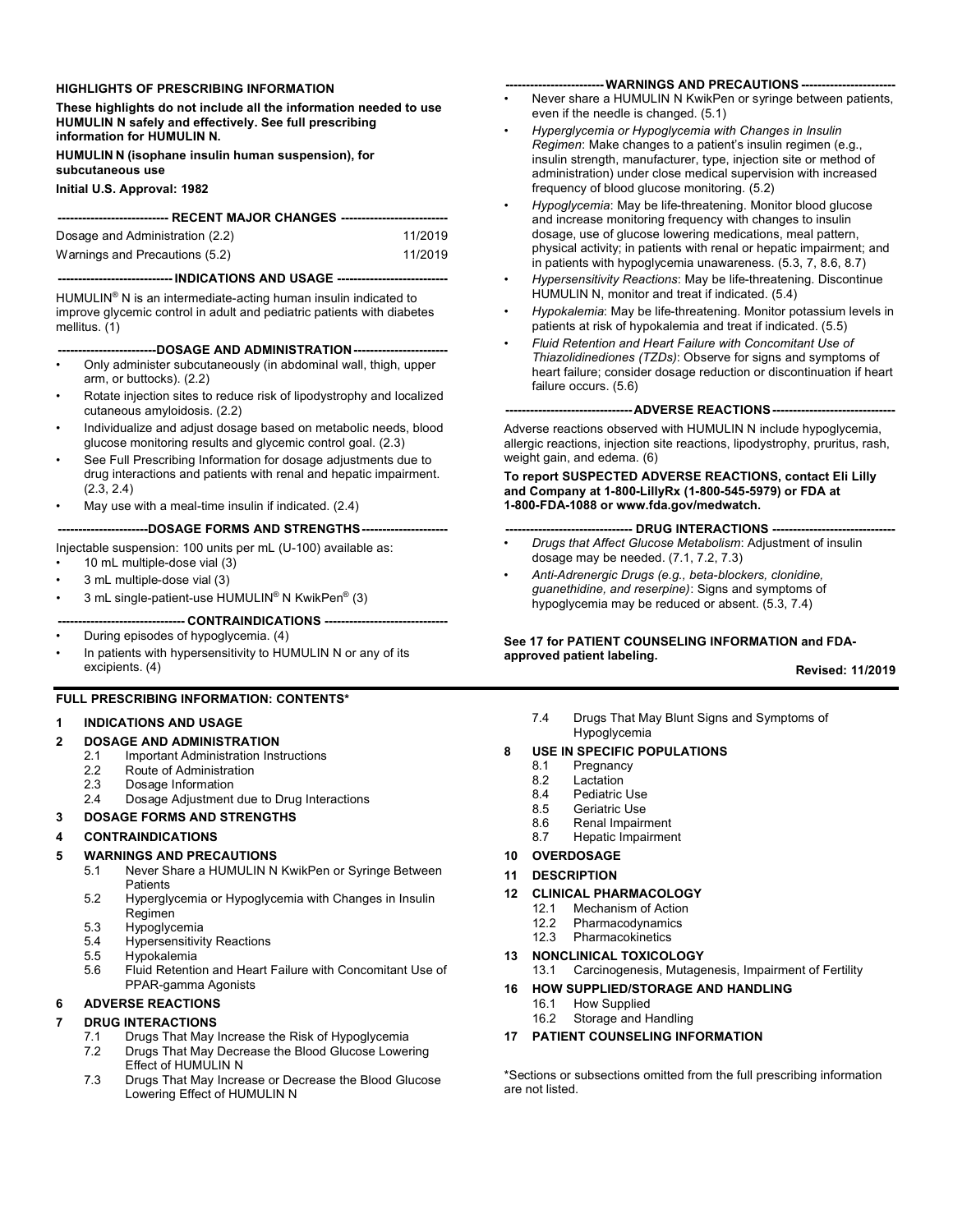## HIGHLIGHTS OF PRESCRIBING INFORMATION

**These highlights do not include all the information needed to use HUMULIN N safely and effectively. See full prescribing information for HUMULIN N.**

**HUMULIN N (isophane insulin human suspension), for subcutaneous use**

**Initial U.S. Approval: 1982**

### RECENT MAJOR CHANGES

| | |
|---|---|
| Dosage and Administration (2.2) | 11/2019 |
| Warnings and Precautions (5.2) | 11/2019 |

### INDICATIONS AND USAGE

HUMULIN® N is an intermediate-acting human insulin indicated to improve glycemic control in adult and pediatric patients with diabetes mellitus. (1)

### DOSAGE AND ADMINISTRATION

- Only administer subcutaneously (in abdominal wall, thigh, upper arm, or buttocks). (2.2)
- Rotate injection sites to reduce risk of lipodystrophy and localized cutaneous amyloidosis. (2.2)
- Individualize and adjust dosage based on metabolic needs, blood glucose monitoring results and glycemic control goal. (2.3)
- See Full Prescribing Information for dosage adjustments due to drug interactions and patients with renal and hepatic impairment. (2.3, 2.4)
- May use with a meal-time insulin if indicated. (2.4)

### DOSAGE FORMS AND STRENGTHS

Injectable suspension: 100 units per mL (U-100) available as:

- 10 mL multiple-dose vial (3)
- 3 mL multiple-dose vial (3)
- 3 mL single-patient-use HUMULIN® N KwikPen® (3)

### CONTRAINDICATIONS

- During episodes of hypoglycemia. (4)
- In patients with hypersensitivity to HUMULIN N or any of its excipients. (4)

### WARNINGS AND PRECAUTIONS

- Never share a HUMULIN N KwikPen or syringe between patients, even if the needle is changed. (5.1)
- *Hyperglycemia or Hypoglycemia with Changes in Insulin Regimen*: Make changes to a patient's insulin regimen (e.g., insulin strength, manufacturer, type, injection site or method of administration) under close medical supervision with increased frequency of blood glucose monitoring. (5.2)
- *Hypoglycemia*: May be life-threatening. Monitor blood glucose and increase monitoring frequency with changes to insulin dosage, use of glucose lowering medications, meal pattern, physical activity; in patients with renal or hepatic impairment; and in patients with hypoglycemia unawareness. (5.3, 7, 8.6, 8.7)
- *Hypersensitivity Reactions*: May be life-threatening. Discontinue HUMULIN N, monitor and treat if indicated. (5.4)
- *Hypokalemia*: May be life-threatening. Monitor potassium levels in patients at risk of hypokalemia and treat if indicated. (5.5)
- *Fluid Retention and Heart Failure with Concomitant Use of Thiazolidinediones (TZDs)*: Observe for signs and symptoms of heart failure; consider dosage reduction or discontinuation if heart failure occurs. (5.6)

### ADVERSE REACTIONS

Adverse reactions observed with HUMULIN N include hypoglycemia, allergic reactions, injection site reactions, lipodystrophy, pruritus, rash, weight gain, and edema. (6)

**To report SUSPECTED ADVERSE REACTIONS, contact Eli Lilly and Company at 1-800-LillyRx (1-800-545-5979) or FDA at 1-800-FDA-1088 or www.fda.gov/medwatch.**

### DRUG INTERACTIONS

- *Drugs that Affect Glucose Metabolism*: Adjustment of insulin dosage may be needed. (7.1, 7.2, 7.3)
- *Anti-Adrenergic Drugs (e.g., beta-blockers, clonidine, guanethidine, and reserpine)*: Signs and symptoms of hypoglycemia may be reduced or absent. (5.3, 7.4)

**See 17 for PATIENT COUNSELING INFORMATION and FDA-approved patient labeling.**

**Revised: 11/2019**

## FULL PRESCRIBING INFORMATION: CONTENTS*

**1 INDICATIONS AND USAGE**

**2 DOSAGE AND ADMINISTRATION**
- 2.1 Important Administration Instructions
- 2.2 Route of Administration
- 2.3 Dosage Information
- 2.4 Dosage Adjustment due to Drug Interactions

**3 DOSAGE FORMS AND STRENGTHS**

**4 CONTRAINDICATIONS**

**5 WARNINGS AND PRECAUTIONS**
- 5.1 Never Share a HUMULIN N KwikPen or Syringe Between Patients
- 5.2 Hyperglycemia or Hypoglycemia with Changes in Insulin Regimen
- 5.3 Hypoglycemia
- 5.4 Hypersensitivity Reactions
- 5.5 Hypokalemia
- 5.6 Fluid Retention and Heart Failure with Concomitant Use of PPAR-gamma Agonists

**6 ADVERSE REACTIONS**

**7 DRUG INTERACTIONS**
- 7.1 Drugs That May Increase the Risk of Hypoglycemia
- 7.2 Drugs That May Decrease the Blood Glucose Lowering Effect of HUMULIN N
- 7.3 Drugs That May Increase or Decrease the Blood Glucose Lowering Effect of HUMULIN N
- 7.4 Drugs That May Blunt Signs and Symptoms of Hypoglycemia

**8 USE IN SPECIFIC POPULATIONS**
- 8.1 Pregnancy
- 8.2 Lactation
- 8.4 Pediatric Use
- 8.5 Geriatric Use
- 8.6 Renal Impairment
- 8.7 Hepatic Impairment

**10 OVERDOSAGE**

**11 DESCRIPTION**

**12 CLINICAL PHARMACOLOGY**
- 12.1 Mechanism of Action
- 12.2 Pharmacodynamics
- 12.3 Pharmacokinetics

**13 NONCLINICAL TOXICOLOGY**
- 13.1 Carcinogenesis, Mutagenesis, Impairment of Fertility

**16 HOW SUPPLIED/STORAGE AND HANDLING**
- 16.1 How Supplied
- 16.2 Storage and Handling

**17 PATIENT COUNSELING INFORMATION**

*Sections or subsections omitted from the full prescribing information are not listed.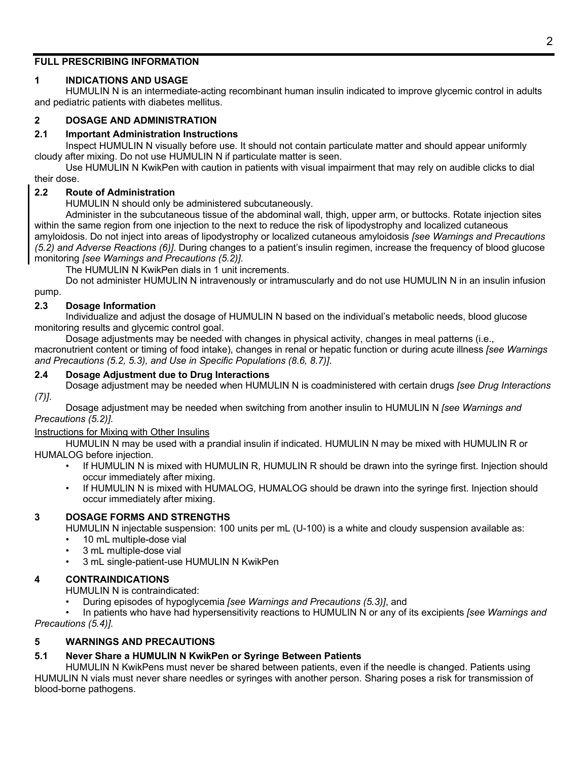## FULL PRESCRIBING INFORMATION

### 1 INDICATIONS AND USAGE

HUMULIN N is an intermediate-acting recombinant human insulin indicated to improve glycemic control in adults and pediatric patients with diabetes mellitus.

### 2 DOSAGE AND ADMINISTRATION

#### 2.1 Important Administration Instructions

Inspect HUMULIN N visually before use. It should not contain particulate matter and should appear uniformly cloudy after mixing. Do not use HUMULIN N if particulate matter is seen.

Use HUMULIN N KwikPen with caution in patients with visual impairment that may rely on audible clicks to dial their dose.

#### 2.2 Route of Administration

HUMULIN N should only be administered subcutaneously.

Administer in the subcutaneous tissue of the abdominal wall, thigh, upper arm, or buttocks. Rotate injection sites within the same region from one injection to the next to reduce the risk of lipodystrophy and localized cutaneous amyloidosis. Do not inject into areas of lipodystrophy or localized cutaneous amyloidosis *[see Warnings and Precautions (5.2) and Adverse Reactions (6)]*. During changes to a patient's insulin regimen, increase the frequency of blood glucose monitoring *[see Warnings and Precautions (5.2)]*.

The HUMULIN N KwikPen dials in 1 unit increments.

Do not administer HUMULIN N intravenously or intramuscularly and do not use HUMULIN N in an insulin infusion pump.

#### 2.3 Dosage Information

Individualize and adjust the dosage of HUMULIN N based on the individual's metabolic needs, blood glucose monitoring results and glycemic control goal.

Dosage adjustments may be needed with changes in physical activity, changes in meal patterns (i.e., macronutrient content or timing of food intake), changes in renal or hepatic function or during acute illness *[see Warnings and Precautions (5.2, 5.3), and Use in Specific Populations (8.6, 8.7)]*.

#### 2.4 Dosage Adjustment due to Drug Interactions

Dosage adjustment may be needed when HUMULIN N is coadministered with certain drugs *[see Drug Interactions (7)]*.

Dosage adjustment may be needed when switching from another insulin to HUMULIN N *[see Warnings and Precautions (5.2)]*.

<u>Instructions for Mixing with Other Insulins</u>

HUMULIN N may be used with a prandial insulin if indicated. HUMULIN N may be mixed with HUMULIN R or HUMALOG before injection.

- If HUMULIN N is mixed with HUMULIN R, HUMULIN R should be drawn into the syringe first. Injection should occur immediately after mixing.
- If HUMULIN N is mixed with HUMALOG, HUMALOG should be drawn into the syringe first. Injection should occur immediately after mixing.

### 3 DOSAGE FORMS AND STRENGTHS

HUMULIN N injectable suspension: 100 units per mL (U-100) is a white and cloudy suspension available as:

- 10 mL multiple-dose vial
- 3 mL multiple-dose vial
- 3 mL single-patient-use HUMULIN N KwikPen

### 4 CONTRAINDICATIONS

HUMULIN N is contraindicated:

- During episodes of hypoglycemia *[see Warnings and Precautions (5.3)]*, and
- In patients who have had hypersensitivity reactions to HUMULIN N or any of its excipients *[see Warnings and Precautions (5.4)]*.

### 5 WARNINGS AND PRECAUTIONS

#### 5.1 Never Share a HUMULIN N KwikPen or Syringe Between Patients

HUMULIN N KwikPens must never be shared between patients, even if the needle is changed. Patients using HUMULIN N vials must never share needles or syringes with another person. Sharing poses a risk for transmission of blood-borne pathogens.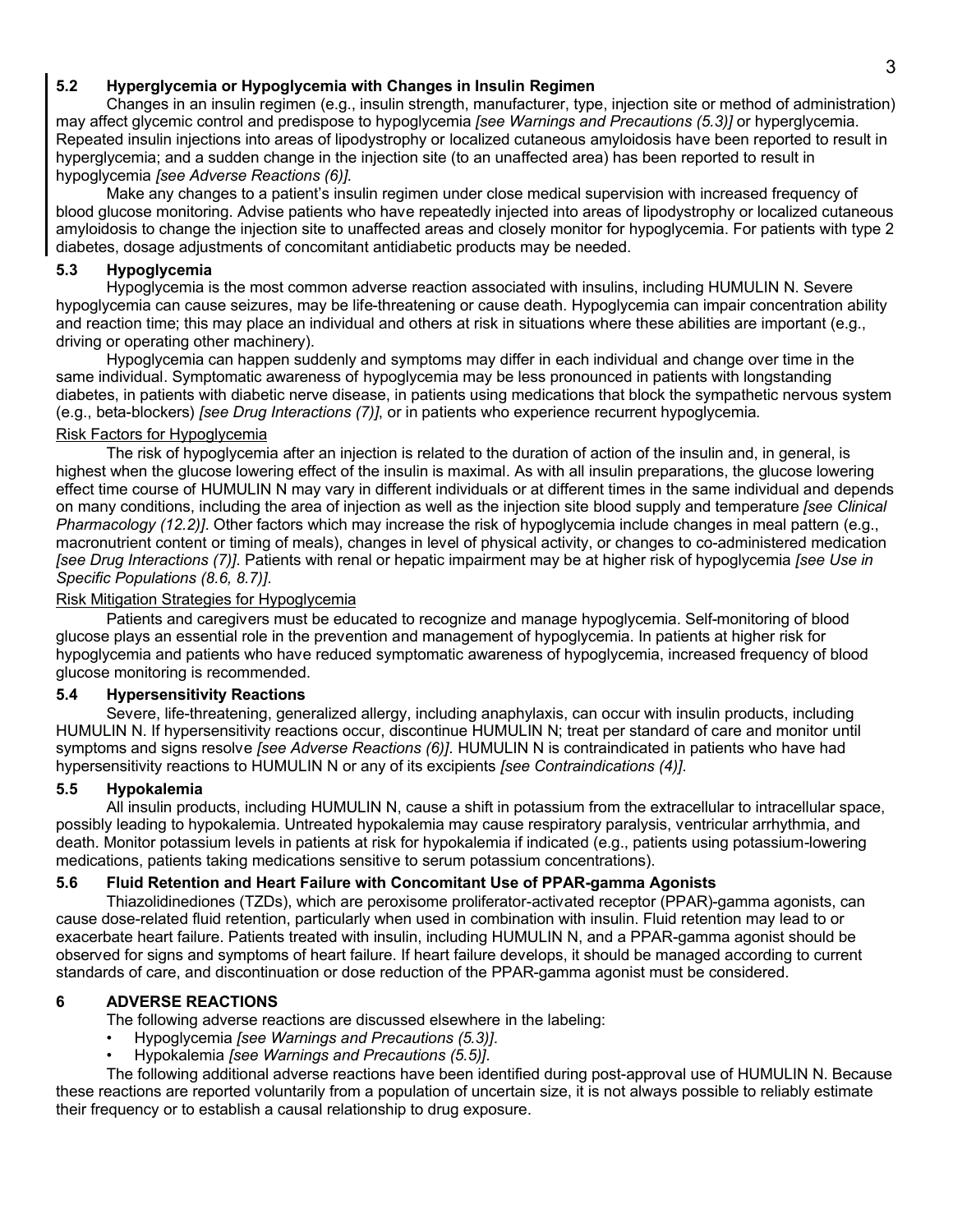### 5.2 Hyperglycemia or Hypoglycemia with Changes in Insulin Regimen

Changes in an insulin regimen (e.g., insulin strength, manufacturer, type, injection site or method of administration) may affect glycemic control and predispose to hypoglycemia *[see Warnings and Precautions (5.3)]* or hyperglycemia. Repeated insulin injections into areas of lipodystrophy or localized cutaneous amyloidosis have been reported to result in hyperglycemia; and a sudden change in the injection site (to an unaffected area) has been reported to result in hypoglycemia *[see Adverse Reactions (6)].*

Make any changes to a patient's insulin regimen under close medical supervision with increased frequency of blood glucose monitoring. Advise patients who have repeatedly injected into areas of lipodystrophy or localized cutaneous amyloidosis to change the injection site to unaffected areas and closely monitor for hypoglycemia. For patients with type 2 diabetes, dosage adjustments of concomitant antidiabetic products may be needed.

### 5.3 Hypoglycemia

Hypoglycemia is the most common adverse reaction associated with insulins, including HUMULIN N. Severe hypoglycemia can cause seizures, may be life-threatening or cause death. Hypoglycemia can impair concentration ability and reaction time; this may place an individual and others at risk in situations where these abilities are important (e.g., driving or operating other machinery).

Hypoglycemia can happen suddenly and symptoms may differ in each individual and change over time in the same individual. Symptomatic awareness of hypoglycemia may be less pronounced in patients with longstanding diabetes, in patients with diabetic nerve disease, in patients using medications that block the sympathetic nervous system (e.g., beta-blockers) *[see Drug Interactions (7)]*, or in patients who experience recurrent hypoglycemia.

Risk Factors for Hypoglycemia

The risk of hypoglycemia after an injection is related to the duration of action of the insulin and, in general, is highest when the glucose lowering effect of the insulin is maximal. As with all insulin preparations, the glucose lowering effect time course of HUMULIN N may vary in different individuals or at different times in the same individual and depends on many conditions, including the area of injection as well as the injection site blood supply and temperature *[see Clinical Pharmacology (12.2)]*. Other factors which may increase the risk of hypoglycemia include changes in meal pattern (e.g., macronutrient content or timing of meals), changes in level of physical activity, or changes to co-administered medication *[see Drug Interactions (7)]*. Patients with renal or hepatic impairment may be at higher risk of hypoglycemia *[see Use in Specific Populations (8.6, 8.7)]*.

Risk Mitigation Strategies for Hypoglycemia

Patients and caregivers must be educated to recognize and manage hypoglycemia. Self-monitoring of blood glucose plays an essential role in the prevention and management of hypoglycemia. In patients at higher risk for hypoglycemia and patients who have reduced symptomatic awareness of hypoglycemia, increased frequency of blood glucose monitoring is recommended.

### 5.4 Hypersensitivity Reactions

Severe, life-threatening, generalized allergy, including anaphylaxis, can occur with insulin products, including HUMULIN N. If hypersensitivity reactions occur, discontinue HUMULIN N; treat per standard of care and monitor until symptoms and signs resolve *[see Adverse Reactions (6)]*. HUMULIN N is contraindicated in patients who have had hypersensitivity reactions to HUMULIN N or any of its excipients *[see Contraindications (4)]*.

### 5.5 Hypokalemia

All insulin products, including HUMULIN N, cause a shift in potassium from the extracellular to intracellular space, possibly leading to hypokalemia. Untreated hypokalemia may cause respiratory paralysis, ventricular arrhythmia, and death. Monitor potassium levels in patients at risk for hypokalemia if indicated (e.g., patients using potassium-lowering medications, patients taking medications sensitive to serum potassium concentrations).

### 5.6 Fluid Retention and Heart Failure with Concomitant Use of PPAR-gamma Agonists

Thiazolidinediones (TZDs), which are peroxisome proliferator-activated receptor (PPAR)-gamma agonists, can cause dose-related fluid retention, particularly when used in combination with insulin. Fluid retention may lead to or exacerbate heart failure. Patients treated with insulin, including HUMULIN N, and a PPAR-gamma agonist should be observed for signs and symptoms of heart failure. If heart failure develops, it should be managed according to current standards of care, and discontinuation or dose reduction of the PPAR-gamma agonist must be considered.

## 6 ADVERSE REACTIONS

The following adverse reactions are discussed elsewhere in the labeling:

- Hypoglycemia *[see Warnings and Precautions (5.3)]*.
- Hypokalemia *[see Warnings and Precautions (5.5)]*.

The following additional adverse reactions have been identified during post-approval use of HUMULIN N. Because these reactions are reported voluntarily from a population of uncertain size, it is not always possible to reliably estimate their frequency or to establish a causal relationship to drug exposure.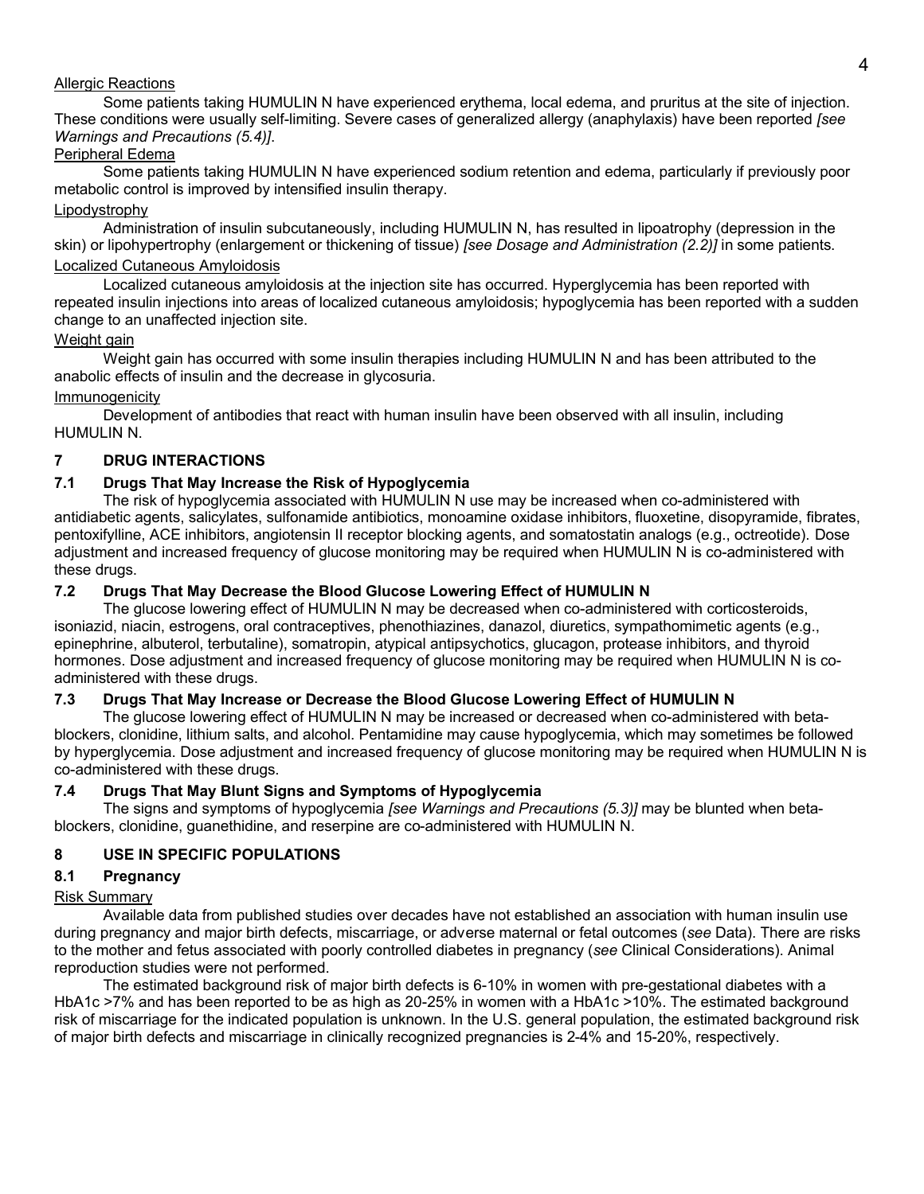Allergic Reactions

Some patients taking HUMULIN N have experienced erythema, local edema, and pruritus at the site of injection. These conditions were usually self-limiting. Severe cases of generalized allergy (anaphylaxis) have been reported *[see Warnings and Precautions (5.4)]*.

Peripheral Edema

Some patients taking HUMULIN N have experienced sodium retention and edema, particularly if previously poor metabolic control is improved by intensified insulin therapy.

Lipodystrophy

Administration of insulin subcutaneously, including HUMULIN N, has resulted in lipoatrophy (depression in the skin) or lipohypertrophy (enlargement or thickening of tissue) *[see Dosage and Administration (2.2)]* in some patients.

Localized Cutaneous Amyloidosis

Localized cutaneous amyloidosis at the injection site has occurred. Hyperglycemia has been reported with repeated insulin injections into areas of localized cutaneous amyloidosis; hypoglycemia has been reported with a sudden change to an unaffected injection site.

Weight gain

Weight gain has occurred with some insulin therapies including HUMULIN N and has been attributed to the anabolic effects of insulin and the decrease in glycosuria.

Immunogenicity

Development of antibodies that react with human insulin have been observed with all insulin, including HUMULIN N.

## 7 DRUG INTERACTIONS

### 7.1 Drugs That May Increase the Risk of Hypoglycemia

The risk of hypoglycemia associated with HUMULIN N use may be increased when co-administered with antidiabetic agents, salicylates, sulfonamide antibiotics, monoamine oxidase inhibitors, fluoxetine, disopyramide, fibrates, pentoxifylline, ACE inhibitors, angiotensin II receptor blocking agents, and somatostatin analogs (e.g., octreotide). Dose adjustment and increased frequency of glucose monitoring may be required when HUMULIN N is co-administered with these drugs.

### 7.2 Drugs That May Decrease the Blood Glucose Lowering Effect of HUMULIN N

The glucose lowering effect of HUMULIN N may be decreased when co-administered with corticosteroids, isoniazid, niacin, estrogens, oral contraceptives, phenothiazines, danazol, diuretics, sympathomimetic agents (e.g., epinephrine, albuterol, terbutaline), somatropin, atypical antipsychotics, glucagon, protease inhibitors, and thyroid hormones. Dose adjustment and increased frequency of glucose monitoring may be required when HUMULIN N is co-administered with these drugs.

### 7.3 Drugs That May Increase or Decrease the Blood Glucose Lowering Effect of HUMULIN N

The glucose lowering effect of HUMULIN N may be increased or decreased when co-administered with beta-blockers, clonidine, lithium salts, and alcohol. Pentamidine may cause hypoglycemia, which may sometimes be followed by hyperglycemia. Dose adjustment and increased frequency of glucose monitoring may be required when HUMULIN N is co-administered with these drugs.

### 7.4 Drugs That May Blunt Signs and Symptoms of Hypoglycemia

The signs and symptoms of hypoglycemia *[see Warnings and Precautions (5.3)]* may be blunted when beta-blockers, clonidine, guanethidine, and reserpine are co-administered with HUMULIN N.

## 8 USE IN SPECIFIC POPULATIONS

### 8.1 Pregnancy

Risk Summary

Available data from published studies over decades have not established an association with human insulin use during pregnancy and major birth defects, miscarriage, or adverse maternal or fetal outcomes (*see* Data). There are risks to the mother and fetus associated with poorly controlled diabetes in pregnancy (*see* Clinical Considerations). Animal reproduction studies were not performed.

The estimated background risk of major birth defects is 6-10% in women with pre-gestational diabetes with a HbA1c >7% and has been reported to be as high as 20-25% in women with a HbA1c >10%. The estimated background risk of miscarriage for the indicated population is unknown. In the U.S. general population, the estimated background risk of major birth defects and miscarriage in clinically recognized pregnancies is 2-4% and 15-20%, respectively.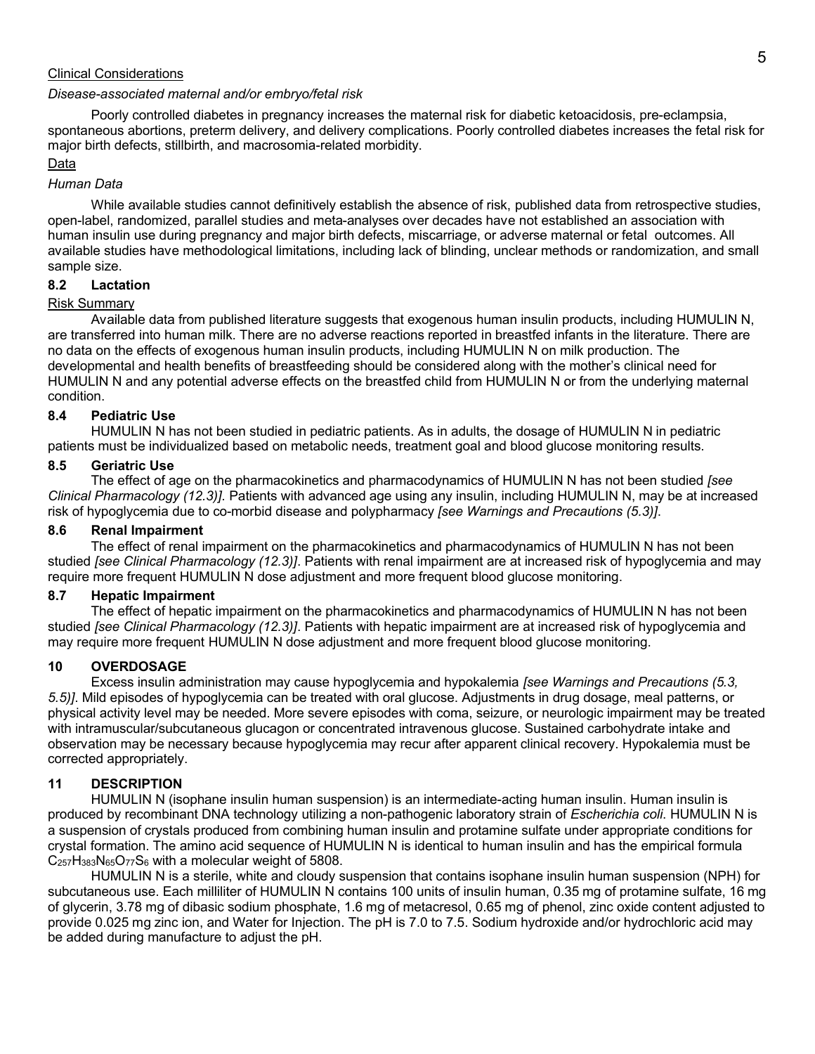Clinical Considerations

*Disease-associated maternal and/or embryo/fetal risk*

Poorly controlled diabetes in pregnancy increases the maternal risk for diabetic ketoacidosis, pre-eclampsia, spontaneous abortions, preterm delivery, and delivery complications. Poorly controlled diabetes increases the fetal risk for major birth defects, stillbirth, and macrosomia-related morbidity.

Data

*Human Data*

While available studies cannot definitively establish the absence of risk, published data from retrospective studies, open-label, randomized, parallel studies and meta-analyses over decades have not established an association with human insulin use during pregnancy and major birth defects, miscarriage, or adverse maternal or fetal outcomes. All available studies have methodological limitations, including lack of blinding, unclear methods or randomization, and small sample size.

### 8.2 Lactation

Risk Summary

Available data from published literature suggests that exogenous human insulin products, including HUMULIN N, are transferred into human milk. There are no adverse reactions reported in breastfed infants in the literature. There are no data on the effects of exogenous human insulin products, including HUMULIN N on milk production. The developmental and health benefits of breastfeeding should be considered along with the mother's clinical need for HUMULIN N and any potential adverse effects on the breastfed child from HUMULIN N or from the underlying maternal condition.

### 8.4 Pediatric Use

HUMULIN N has not been studied in pediatric patients. As in adults, the dosage of HUMULIN N in pediatric patients must be individualized based on metabolic needs, treatment goal and blood glucose monitoring results.

### 8.5 Geriatric Use

The effect of age on the pharmacokinetics and pharmacodynamics of HUMULIN N has not been studied *[see Clinical Pharmacology (12.3)]*. Patients with advanced age using any insulin, including HUMULIN N, may be at increased risk of hypoglycemia due to co-morbid disease and polypharmacy *[see Warnings and Precautions (5.3)]*.

### 8.6 Renal Impairment

The effect of renal impairment on the pharmacokinetics and pharmacodynamics of HUMULIN N has not been studied *[see Clinical Pharmacology (12.3)]*. Patients with renal impairment are at increased risk of hypoglycemia and may require more frequent HUMULIN N dose adjustment and more frequent blood glucose monitoring.

### 8.7 Hepatic Impairment

The effect of hepatic impairment on the pharmacokinetics and pharmacodynamics of HUMULIN N has not been studied *[see Clinical Pharmacology (12.3)]*. Patients with hepatic impairment are at increased risk of hypoglycemia and may require more frequent HUMULIN N dose adjustment and more frequent blood glucose monitoring.

## 10 OVERDOSAGE

Excess insulin administration may cause hypoglycemia and hypokalemia *[see Warnings and Precautions (5.3, 5.5)]*. Mild episodes of hypoglycemia can be treated with oral glucose. Adjustments in drug dosage, meal patterns, or physical activity level may be needed. More severe episodes with coma, seizure, or neurologic impairment may be treated with intramuscular/subcutaneous glucagon or concentrated intravenous glucose. Sustained carbohydrate intake and observation may be necessary because hypoglycemia may recur after apparent clinical recovery. Hypokalemia must be corrected appropriately.

## 11 DESCRIPTION

HUMULIN N (isophane insulin human suspension) is an intermediate-acting human insulin. Human insulin is produced by recombinant DNA technology utilizing a non-pathogenic laboratory strain of *Escherichia coli*. HUMULIN N is a suspension of crystals produced from combining human insulin and protamine sulfate under appropriate conditions for crystal formation. The amino acid sequence of HUMULIN N is identical to human insulin and has the empirical formula $C_{257}H_{383}N_{65}O_{77}S_6$ with a molecular weight of 5808.

HUMULIN N is a sterile, white and cloudy suspension that contains isophane insulin human suspension (NPH) for subcutaneous use. Each milliliter of HUMULIN N contains 100 units of insulin human, 0.35 mg of protamine sulfate, 16 mg of glycerin, 3.78 mg of dibasic sodium phosphate, 1.6 mg of metacresol, 0.65 mg of phenol, zinc oxide content adjusted to provide 0.025 mg zinc ion, and Water for Injection. The pH is 7.0 to 7.5. Sodium hydroxide and/or hydrochloric acid may be added during manufacture to adjust the pH.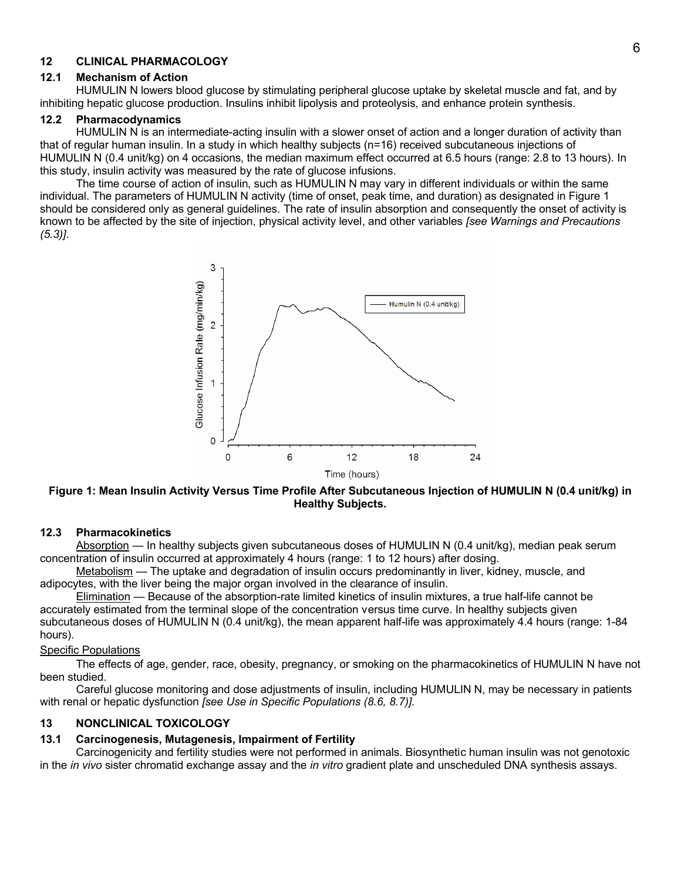## 12 CLINICAL PHARMACOLOGY

### 12.1 Mechanism of Action

HUMULIN N lowers blood glucose by stimulating peripheral glucose uptake by skeletal muscle and fat, and by inhibiting hepatic glucose production. Insulins inhibit lipolysis and proteolysis, and enhance protein synthesis.

### 12.2 Pharmacodynamics

HUMULIN N is an intermediate-acting insulin with a slower onset of action and a longer duration of activity than that of regular human insulin. In a study in which healthy subjects (n=16) received subcutaneous injections of HUMULIN N (0.4 unit/kg) on 4 occasions, the median maximum effect occurred at 6.5 hours (range: 2.8 to 13 hours). In this study, insulin activity was measured by the rate of glucose infusions.

The time course of action of insulin, such as HUMULIN N may vary in different individuals or within the same individual. The parameters of HUMULIN N activity (time of onset, peak time, and duration) as designated in Figure 1 should be considered only as general guidelines. The rate of insulin absorption and consequently the onset of activity is known to be affected by the site of injection, physical activity level, and other variables *[see Warnings and Precautions (5.3)]*.

**Figure 1: Mean Insulin Activity Versus Time Profile After Subcutaneous Injection of HUMULIN N (0.4 unit/kg) in Healthy Subjects.**

### 12.3 Pharmacokinetics

Absorption — In healthy subjects given subcutaneous doses of HUMULIN N (0.4 unit/kg), median peak serum concentration of insulin occurred at approximately 4 hours (range: 1 to 12 hours) after dosing.

Metabolism — The uptake and degradation of insulin occurs predominantly in liver, kidney, muscle, and adipocytes, with the liver being the major organ involved in the clearance of insulin.

Elimination — Because of the absorption-rate limited kinetics of insulin mixtures, a true half-life cannot be accurately estimated from the terminal slope of the concentration versus time curve. In healthy subjects given subcutaneous doses of HUMULIN N (0.4 unit/kg), the mean apparent half-life was approximately 4.4 hours (range: 1-84 hours).

Specific Populations

The effects of age, gender, race, obesity, pregnancy, or smoking on the pharmacokinetics of HUMULIN N have not been studied.

Careful glucose monitoring and dose adjustments of insulin, including HUMULIN N, may be necessary in patients with renal or hepatic dysfunction *[see Use in Specific Populations (8.6, 8.7)]*.

## 13 NONCLINICAL TOXICOLOGY

### 13.1 Carcinogenesis, Mutagenesis, Impairment of Fertility

Carcinogenicity and fertility studies were not performed in animals. Biosynthetic human insulin was not genotoxic in the *in vivo* sister chromatid exchange assay and the *in vitro* gradient plate and unscheduled DNA synthesis assays.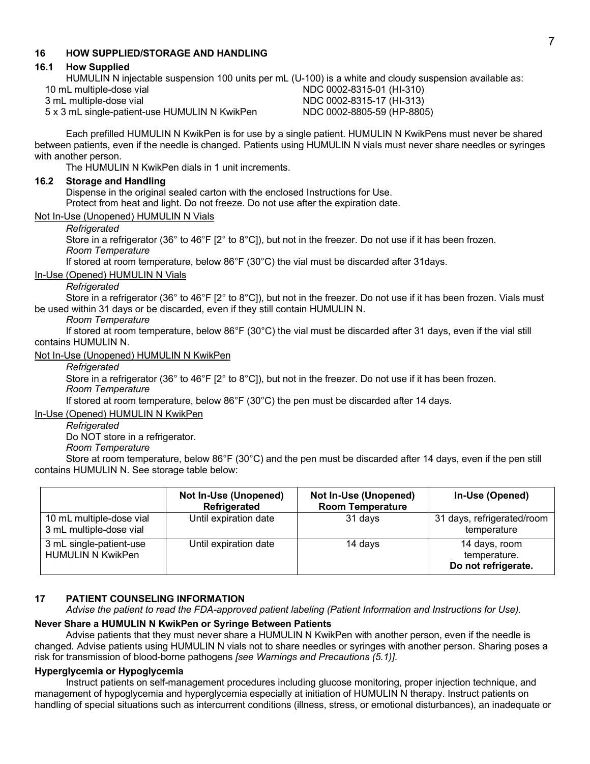## 16 HOW SUPPLIED/STORAGE AND HANDLING

### 16.1 How Supplied

HUMULIN N injectable suspension 100 units per mL (U-100) is a white and cloudy suspension available as:

| | |
|---|---|
| 10 mL multiple-dose vial | NDC 0002-8315-01 (HI-310) |
| 3 mL multiple-dose vial | NDC 0002-8315-17 (HI-313) |
| 5 x 3 mL single-patient-use HUMULIN N KwikPen | NDC 0002-8805-59 (HP-8805) |

Each prefilled HUMULIN N KwikPen is for use by a single patient. HUMULIN N KwikPens must never be shared between patients, even if the needle is changed. Patients using HUMULIN N vials must never share needles or syringes with another person.

The HUMULIN N KwikPen dials in 1 unit increments.

### 16.2 Storage and Handling

Dispense in the original sealed carton with the enclosed Instructions for Use.

Protect from heat and light. Do not freeze. Do not use after the expiration date.

Not In-Use (Unopened) HUMULIN N Vials

*Refrigerated*

Store in a refrigerator (36° to 46°F [2° to 8°C]), but not in the freezer. Do not use if it has been frozen.

*Room Temperature*

If stored at room temperature, below 86°F (30°C) the vial must be discarded after 31days.

In-Use (Opened) HUMULIN N Vials

*Refrigerated*

Store in a refrigerator (36° to 46°F [2° to 8°C]), but not in the freezer. Do not use if it has been frozen. Vials must be used within 31 days or be discarded, even if they still contain HUMULIN N.

*Room Temperature*

If stored at room temperature, below 86°F (30°C) the vial must be discarded after 31 days, even if the vial still contains HUMULIN N.

Not In-Use (Unopened) HUMULIN N KwikPen

*Refrigerated*

Store in a refrigerator (36° to 46°F [2° to 8°C]), but not in the freezer. Do not use if it has been frozen.

*Room Temperature*

If stored at room temperature, below 86°F (30°C) the pen must be discarded after 14 days.

In-Use (Opened) HUMULIN N KwikPen

*Refrigerated*

Do NOT store in a refrigerator.

*Room Temperature*

Store at room temperature, below 86°F (30°C) and the pen must be discarded after 14 days, even if the pen still contains HUMULIN N. See storage table below:

| | Not In-Use (Unopened) Refrigerated | Not In-Use (Unopened) Room Temperature | In-Use (Opened) |
|---|---|---|---|
| 10 mL multiple-dose vial<br>3 mL multiple-dose vial | Until expiration date | 31 days | 31 days, refrigerated/room temperature |
| 3 mL single-patient-use HUMULIN N KwikPen | Until expiration date | 14 days | 14 days, room temperature. **Do not refrigerate.** |

## 17 PATIENT COUNSELING INFORMATION

*Advise the patient to read the FDA-approved patient labeling (Patient Information and Instructions for Use).*

**Never Share a HUMULIN N KwikPen or Syringe Between Patients**

Advise patients that they must never share a HUMULIN N KwikPen with another person, even if the needle is changed. Advise patients using HUMULIN N vials not to share needles or syringes with another person. Sharing poses a risk for transmission of blood-borne pathogens *[see Warnings and Precautions (5.1)]*.

**Hyperglycemia or Hypoglycemia**

Instruct patients on self-management procedures including glucose monitoring, proper injection technique, and management of hypoglycemia and hyperglycemia especially at initiation of HUMULIN N therapy. Instruct patients on handling of special situations such as intercurrent conditions (illness, stress, or emotional disturbances), an inadequate or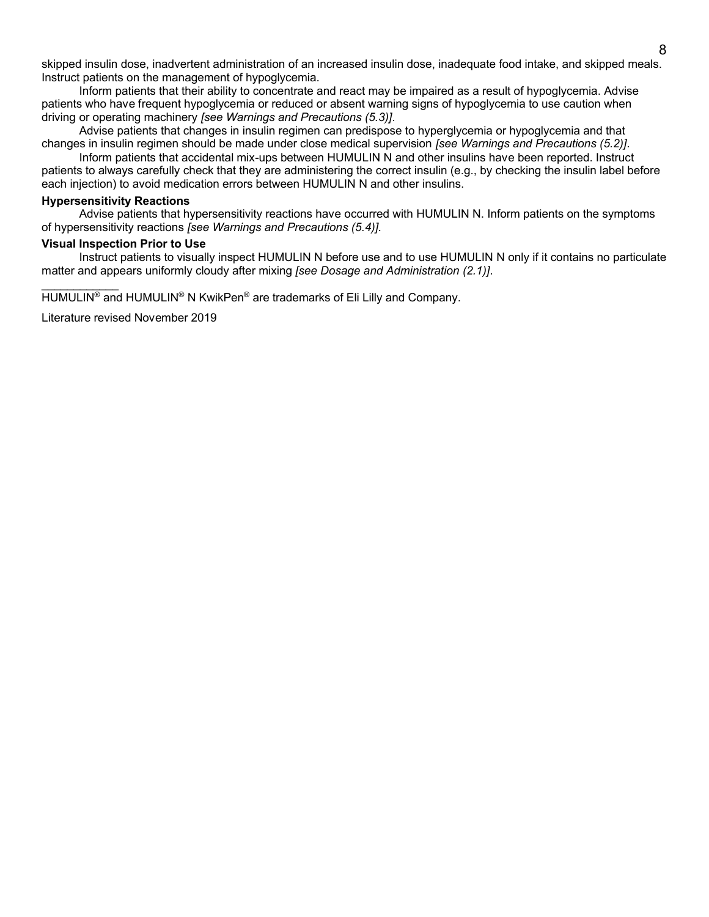skipped insulin dose, inadvertent administration of an increased insulin dose, inadequate food intake, and skipped meals. Instruct patients on the management of hypoglycemia.

Inform patients that their ability to concentrate and react may be impaired as a result of hypoglycemia. Advise patients who have frequent hypoglycemia or reduced or absent warning signs of hypoglycemia to use caution when driving or operating machinery *[see Warnings and Precautions (5.3)]*.

Advise patients that changes in insulin regimen can predispose to hyperglycemia or hypoglycemia and that changes in insulin regimen should be made under close medical supervision *[see Warnings and Precautions (5.2)]*.

Inform patients that accidental mix-ups between HUMULIN N and other insulins have been reported. Instruct patients to always carefully check that they are administering the correct insulin (e.g., by checking the insulin label before each injection) to avoid medication errors between HUMULIN N and other insulins.

**Hypersensitivity Reactions**

Advise patients that hypersensitivity reactions have occurred with HUMULIN N. Inform patients on the symptoms of hypersensitivity reactions *[see Warnings and Precautions (5.4)]*.

**Visual Inspection Prior to Use**

Instruct patients to visually inspect HUMULIN N before use and to use HUMULIN N only if it contains no particulate matter and appears uniformly cloudy after mixing *[see Dosage and Administration (2.1)]*.

---

HUMULIN® and HUMULIN® N KwikPen® are trademarks of Eli Lilly and Company.

Literature revised November 2019